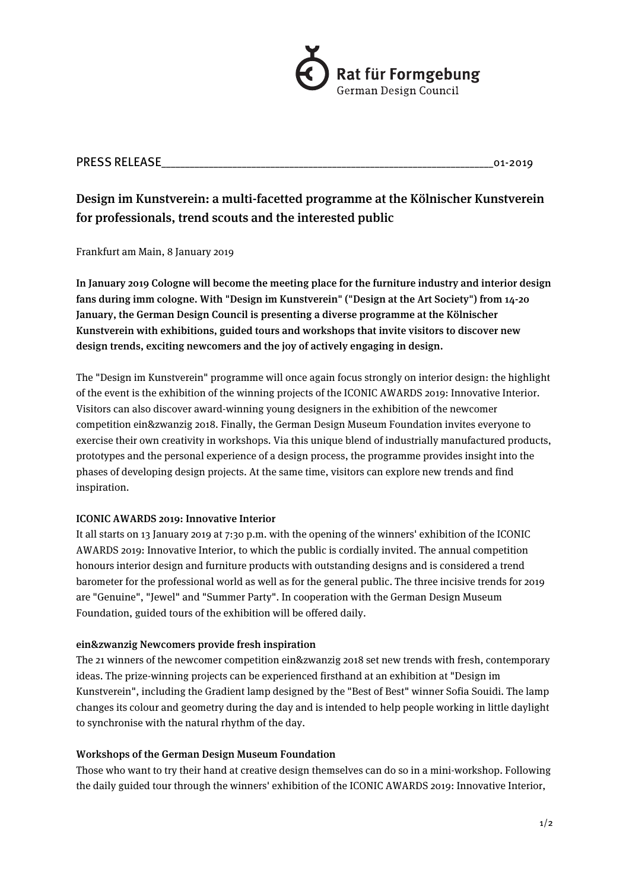Rat für Formgebung
German Design Council

PRESS RELEASE_______________________________________________________01-2019

# Design im Kunstverein: a multi-facetted programme at the Kölnischer Kunstverein for professionals, trend scouts and the interested public

Frankfurt am Main, 8 January 2019

**In January 2019 Cologne will become the meeting place for the furniture industry and interior design fans during imm cologne. With "Design im Kunstverein" ("Design at the Art Society") from 14-20 January, the German Design Council is presenting a diverse programme at the Kölnischer Kunstverein with exhibitions, guided tours and workshops that invite visitors to discover new design trends, exciting newcomers and the joy of actively engaging in design.**

The "Design im Kunstverein" programme will once again focus strongly on interior design: the highlight of the event is the exhibition of the winning projects of the ICONIC AWARDS 2019: Innovative Interior. Visitors can also discover award-winning young designers in the exhibition of the newcomer competition ein&zwanzig 2018. Finally, the German Design Museum Foundation invites everyone to exercise their own creativity in workshops. Via this unique blend of industrially manufactured products, prototypes and the personal experience of a design process, the programme provides insight into the phases of developing design projects. At the same time, visitors can explore new trends and find inspiration.

**ICONIC AWARDS 2019: Innovative Interior**

It all starts on 13 January 2019 at 7:30 p.m. with the opening of the winners' exhibition of the ICONIC AWARDS 2019: Innovative Interior, to which the public is cordially invited. The annual competition honours interior design and furniture products with outstanding designs and is considered a trend barometer for the professional world as well as for the general public. The three incisive trends for 2019 are "Genuine", "Jewel" and "Summer Party". In cooperation with the German Design Museum Foundation, guided tours of the exhibition will be offered daily.

**ein&zwanzig Newcomers provide fresh inspiration**

The 21 winners of the newcomer competition ein&zwanzig 2018 set new trends with fresh, contemporary ideas. The prize-winning projects can be experienced firsthand at an exhibition at "Design im Kunstverein", including the Gradient lamp designed by the "Best of Best" winner Sofia Souidi. The lamp changes its colour and geometry during the day and is intended to help people working in little daylight to synchronise with the natural rhythm of the day.

**Workshops of the German Design Museum Foundation**

Those who want to try their hand at creative design themselves can do so in a mini-workshop. Following the daily guided tour through the winners' exhibition of the ICONIC AWARDS 2019: Innovative Interior,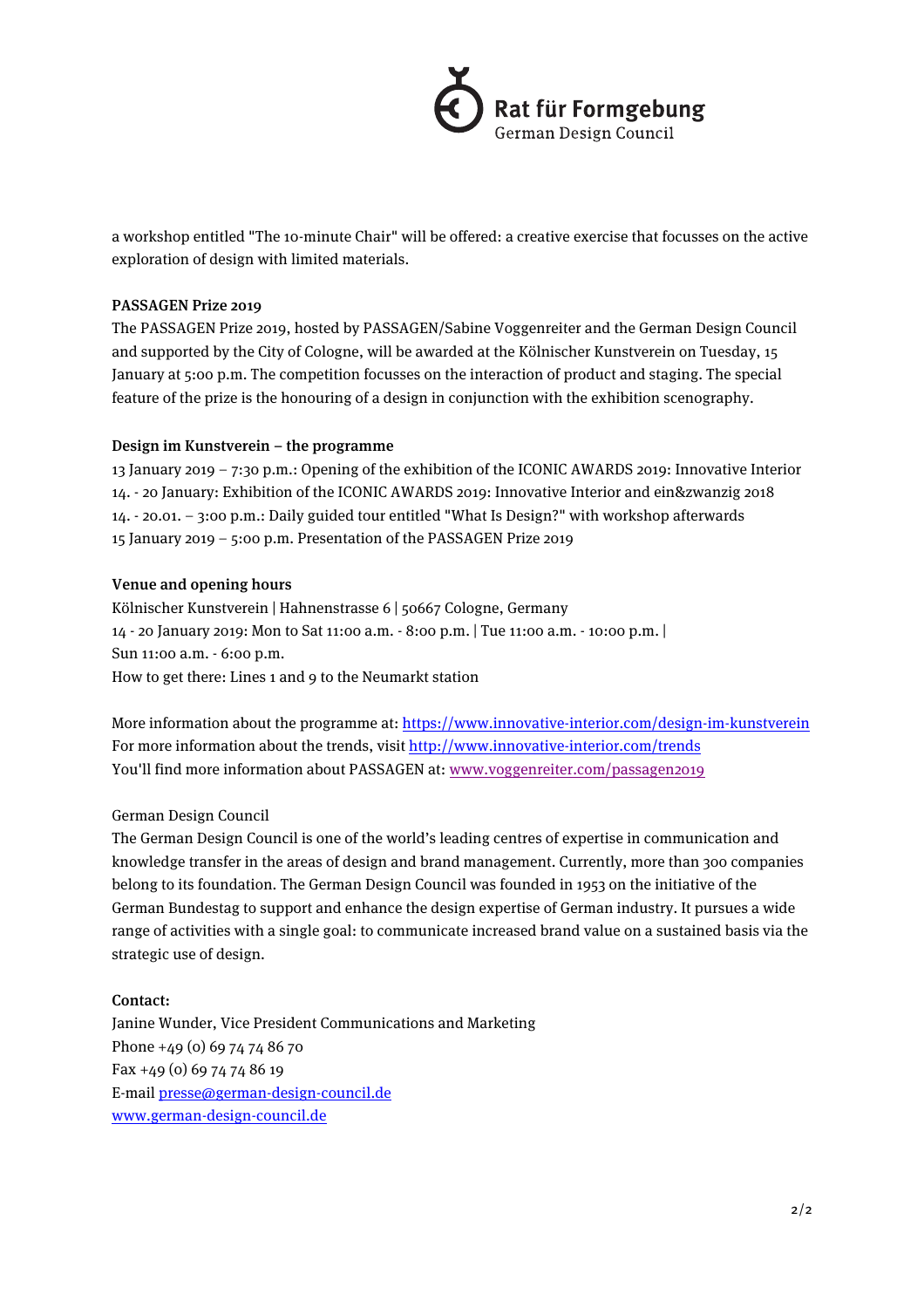a workshop entitled "The 10-minute Chair" will be offered: a creative exercise that focusses on the active exploration of design with limited materials.

**PASSAGEN Prize 2019**

The PASSAGEN Prize 2019, hosted by PASSAGEN/Sabine Voggenreiter and the German Design Council and supported by the City of Cologne, will be awarded at the Kölnischer Kunstverein on Tuesday, 15 January at 5:00 p.m. The competition focusses on the interaction of product and staging. The special feature of the prize is the honouring of a design in conjunction with the exhibition scenography.

**Design im Kunstverein – the programme**

13 January 2019 – 7:30 p.m.: Opening of the exhibition of the ICONIC AWARDS 2019: Innovative Interior
14. - 20 January: Exhibition of the ICONIC AWARDS 2019: Innovative Interior and ein&zwanzig 2018
14. - 20.01. – 3:00 p.m.: Daily guided tour entitled "What Is Design?" with workshop afterwards
15 January 2019 – 5:00 p.m. Presentation of the PASSAGEN Prize 2019

**Venue and opening hours**

Kölnischer Kunstverein | Hahnenstrasse 6 | 50667 Cologne, Germany
14 - 20 January 2019: Mon to Sat 11:00 a.m. - 8:00 p.m. | Tue 11:00 a.m. - 10:00 p.m. | Sun 11:00 a.m. - 6:00 p.m.
How to get there: Lines 1 and 9 to the Neumarkt station

More information about the programme at: https://www.innovative-interior.com/design-im-kunstverein
For more information about the trends, visit http://www.innovative-interior.com/trends
You'll find more information about PASSAGEN at: www.voggenreiter.com/passagen2019

German Design Council
The German Design Council is one of the world's leading centres of expertise in communication and knowledge transfer in the areas of design and brand management. Currently, more than 300 companies belong to its foundation. The German Design Council was founded in 1953 on the initiative of the German Bundestag to support and enhance the design expertise of German industry. It pursues a wide range of activities with a single goal: to communicate increased brand value on a sustained basis via the strategic use of design.

**Contact:**

Janine Wunder, Vice President Communications and Marketing
Phone +49 (0) 69 74 74 86 70
Fax +49 (0) 69 74 74 86 19
E-mail presse@german-design-council.de
www.german-design-council.de